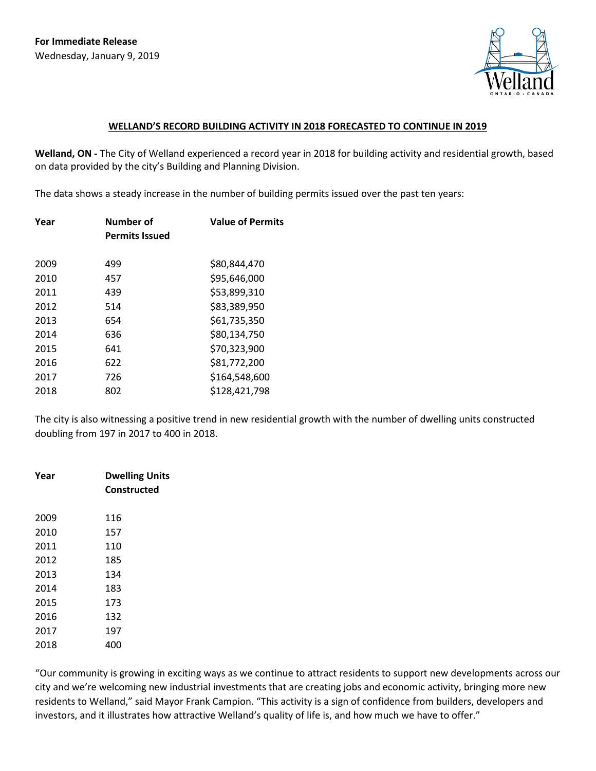**For Immediate Release**
Wednesday, January 9, 2019

## WELLAND'S RECORD BUILDING ACTIVITY IN 2018 FORECASTED TO CONTINUE IN 2019

**Welland, ON -** The City of Welland experienced a record year in 2018 for building activity and residential growth, based on data provided by the city's Building and Planning Division.

The data shows a steady increase in the number of building permits issued over the past ten years:

| Year | Number of Permits Issued | Value of Permits |
|---|---|---|
| 2009 | 499 | $80,844,470 |
| 2010 | 457 | $95,646,000 |
| 2011 | 439 | $53,899,310 |
| 2012 | 514 | $83,389,950 |
| 2013 | 654 | $61,735,350 |
| 2014 | 636 | $80,134,750 |
| 2015 | 641 | $70,323,900 |
| 2016 | 622 | $81,772,200 |
| 2017 | 726 | $164,548,600 |
| 2018 | 802 | $128,421,798 |

The city is also witnessing a positive trend in new residential growth with the number of dwelling units constructed doubling from 197 in 2017 to 400 in 2018.

| Year | Dwelling Units Constructed |
|---|---|
| 2009 | 116 |
| 2010 | 157 |
| 2011 | 110 |
| 2012 | 185 |
| 2013 | 134 |
| 2014 | 183 |
| 2015 | 173 |
| 2016 | 132 |
| 2017 | 197 |
| 2018 | 400 |

"Our community is growing in exciting ways as we continue to attract residents to support new developments across our city and we're welcoming new industrial investments that are creating jobs and economic activity, bringing more new residents to Welland," said Mayor Frank Campion. "This activity is a sign of confidence from builders, developers and investors, and it illustrates how attractive Welland's quality of life is, and how much we have to offer."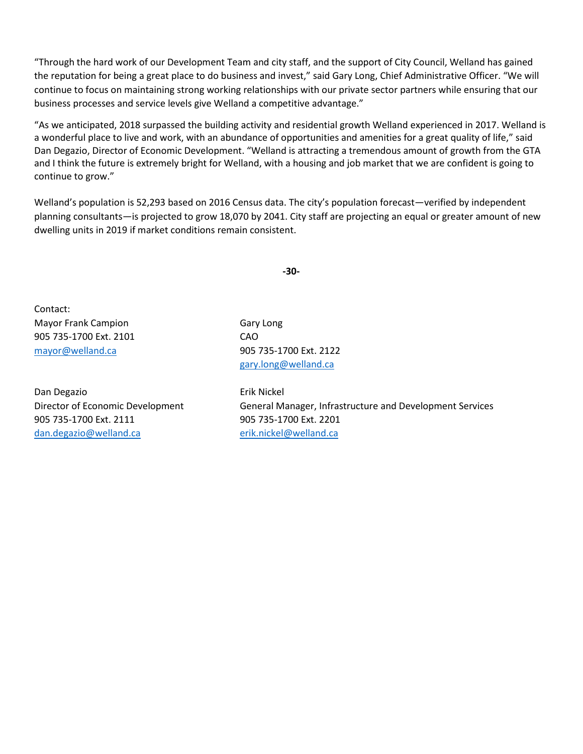"Through the hard work of our Development Team and city staff, and the support of City Council, Welland has gained the reputation for being a great place to do business and invest," said Gary Long, Chief Administrative Officer. "We will continue to focus on maintaining strong working relationships with our private sector partners while ensuring that our business processes and service levels give Welland a competitive advantage."

"As we anticipated, 2018 surpassed the building activity and residential growth Welland experienced in 2017. Welland is a wonderful place to live and work, with an abundance of opportunities and amenities for a great quality of life," said Dan Degazio, Director of Economic Development. "Welland is attracting a tremendous amount of growth from the GTA and I think the future is extremely bright for Welland, with a housing and job market that we are confident is going to continue to grow."

Welland's population is 52,293 based on 2016 Census data. The city's population forecast—verified by independent planning consultants—is projected to grow 18,070 by 2041. City staff are projecting an equal or greater amount of new dwelling units in 2019 if market conditions remain consistent.

**-30-**

Contact:

Mayor Frank Campion
905 735-1700 Ext. 2101
mayor@welland.ca

Gary Long
CAO
905 735-1700 Ext. 2122
gary.long@welland.ca

Dan Degazio
Director of Economic Development
905 735-1700 Ext. 2111
dan.degazio@welland.ca

Erik Nickel
General Manager, Infrastructure and Development Services
905 735-1700 Ext. 2201
erik.nickel@welland.ca